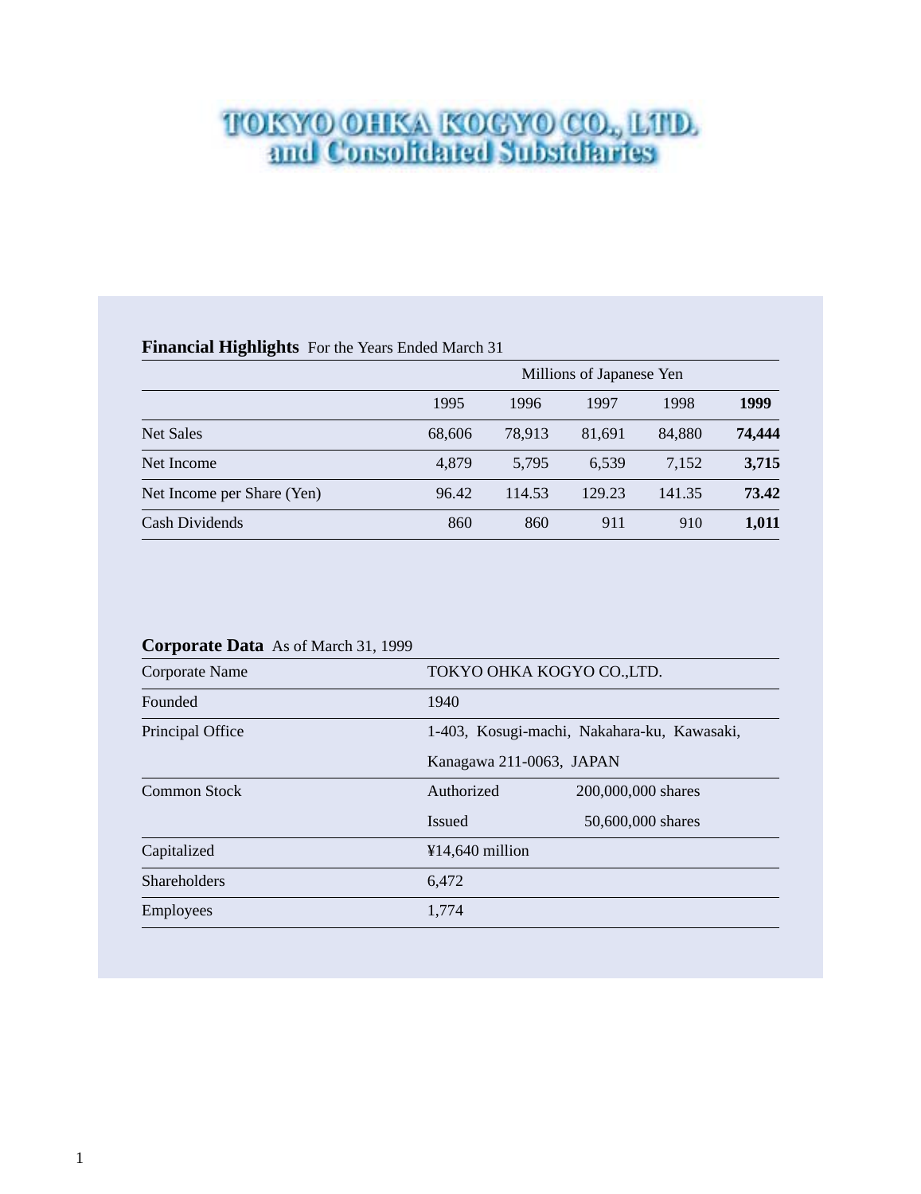# TOKYO OHKA KOGYO CO., LTD. and Consolidated Subsidiaries

## Financial Highlights For the Years Ended March 31

| | Millions of Japanese Yen | | | | |
|---|---|---|---|---|---|
| | 1995 | 1996 | 1997 | 1998 | **1999** |
| Net Sales | 68,606 | 78,913 | 81,691 | 84,880 | **74,444** |
| Net Income | 4,879 | 5,795 | 6,539 | 7,152 | **3,715** |
| Net Income per Share (Yen) | 96.42 | 114.53 | 129.23 | 141.35 | **73.42** |
| Cash Dividends | 860 | 860 | 911 | 910 | **1,011** |

## Corporate Data As of March 31, 1999

| | | |
|---|---|---|
| Corporate Name | TOKYO OHKA KOGYO CO.,LTD. | |
| Founded | 1940 | |
| Principal Office | 1-403, Kosugi-machi, Nakahara-ku, Kawasaki, Kanagawa 211-0063, JAPAN | |
| Common Stock | Authorized | 200,000,000 shares |
| | Issued | 50,600,000 shares |
| Capitalized | ¥14,640 million | |
| Shareholders | 6,472 | |
| Employees | 1,774 | |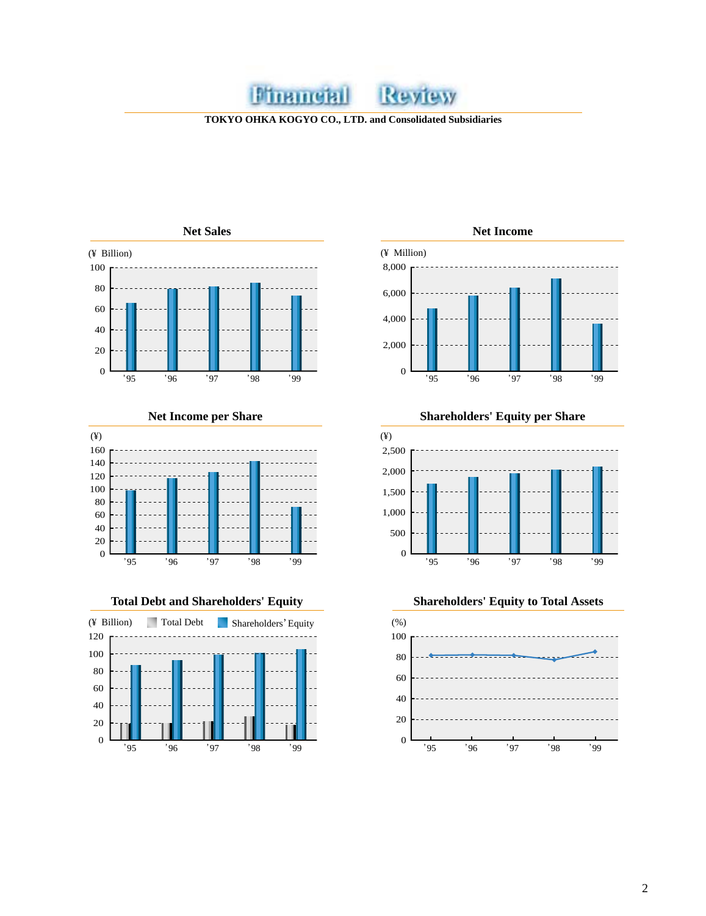# Financial Review

**TOKYO OHKA KOGYO CO., LTD. and Consolidated Subsidiaries**

### Net Sales

(¥ Billion)

### Net Income

(¥ Million)

### Net Income per Share

(¥)

### Shareholders' Equity per Share

(¥)

### Total Debt and Shareholders' Equity

(¥ Billion) Total Debt Shareholders' Equity

### Shareholders' Equity to Total Assets

(%)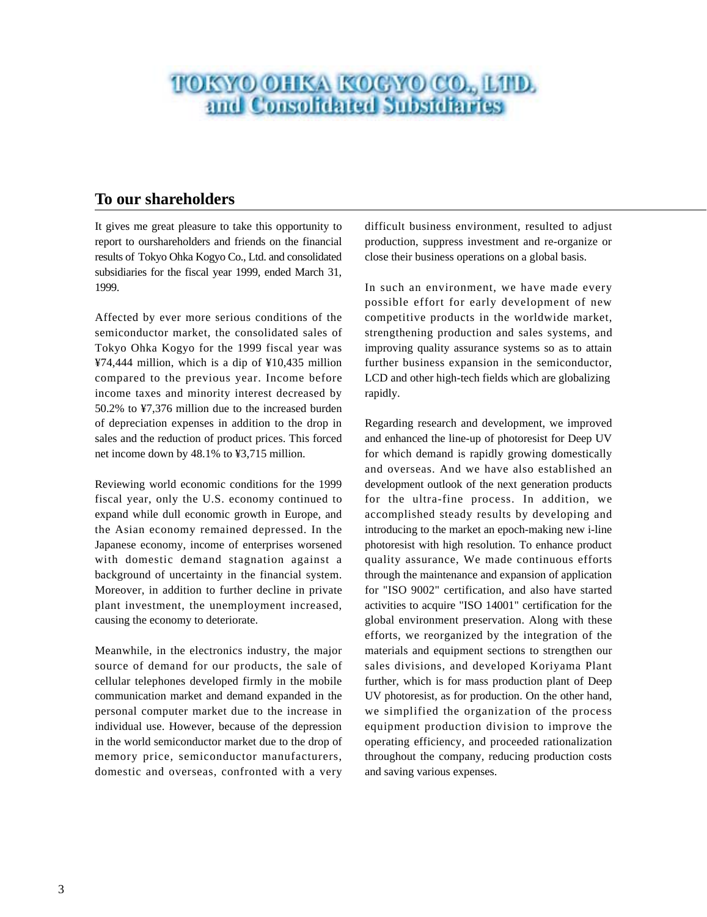# TOKYO OHKA KOGYO CO., LTD. and Consolidated Subsidiaries

## To our shareholders

It gives me great pleasure to take this opportunity to report to ourshareholders and friends on the financial results of Tokyo Ohka Kogyo Co., Ltd. and consolidated subsidiaries for the fiscal year 1999, ended March 31, 1999.

Affected by ever more serious conditions of the semiconductor market, the consolidated sales of Tokyo Ohka Kogyo for the 1999 fiscal year was ¥74,444 million, which is a dip of ¥10,435 million compared to the previous year. Income before income taxes and minority interest decreased by 50.2% to ¥7,376 million due to the increased burden of depreciation expenses in addition to the drop in sales and the reduction of product prices. This forced net income down by 48.1% to ¥3,715 million.

Reviewing world economic conditions for the 1999 fiscal year, only the U.S. economy continued to expand while dull economic growth in Europe, and the Asian economy remained depressed. In the Japanese economy, income of enterprises worsened with domestic demand stagnation against a background of uncertainty in the financial system. Moreover, in addition to further decline in private plant investment, the unemployment increased, causing the economy to deteriorate.

Meanwhile, in the electronics industry, the major source of demand for our products, the sale of cellular telephones developed firmly in the mobile communication market and demand expanded in the personal computer market due to the increase in individual use. However, because of the depression in the world semiconductor market due to the drop of memory price, semiconductor manufacturers, domestic and overseas, confronted with a very difficult business environment, resulted to adjust production, suppress investment and re-organize or close their business operations on a global basis.

In such an environment, we have made every possible effort for early development of new competitive products in the worldwide market, strengthening production and sales systems, and improving quality assurance systems so as to attain further business expansion in the semiconductor, LCD and other high-tech fields which are globalizing rapidly.

Regarding research and development, we improved and enhanced the line-up of photoresist for Deep UV for which demand is rapidly growing domestically and overseas. And we have also established an development outlook of the next generation products for the ultra-fine process. In addition, we accomplished steady results by developing and introducing to the market an epoch-making new i-line photoresist with high resolution. To enhance product quality assurance, We made continuous efforts through the maintenance and expansion of application for "ISO 9002" certification, and also have started activities to acquire "ISO 14001" certification for the global environment preservation. Along with these efforts, we reorganized by the integration of the materials and equipment sections to strengthen our sales divisions, and developed Koriyama Plant further, which is for mass production plant of Deep UV photoresist, as for production. On the other hand, we simplified the organization of the process equipment production division to improve the operating efficiency, and proceeded rationalization throughout the company, reducing production costs and saving various expenses.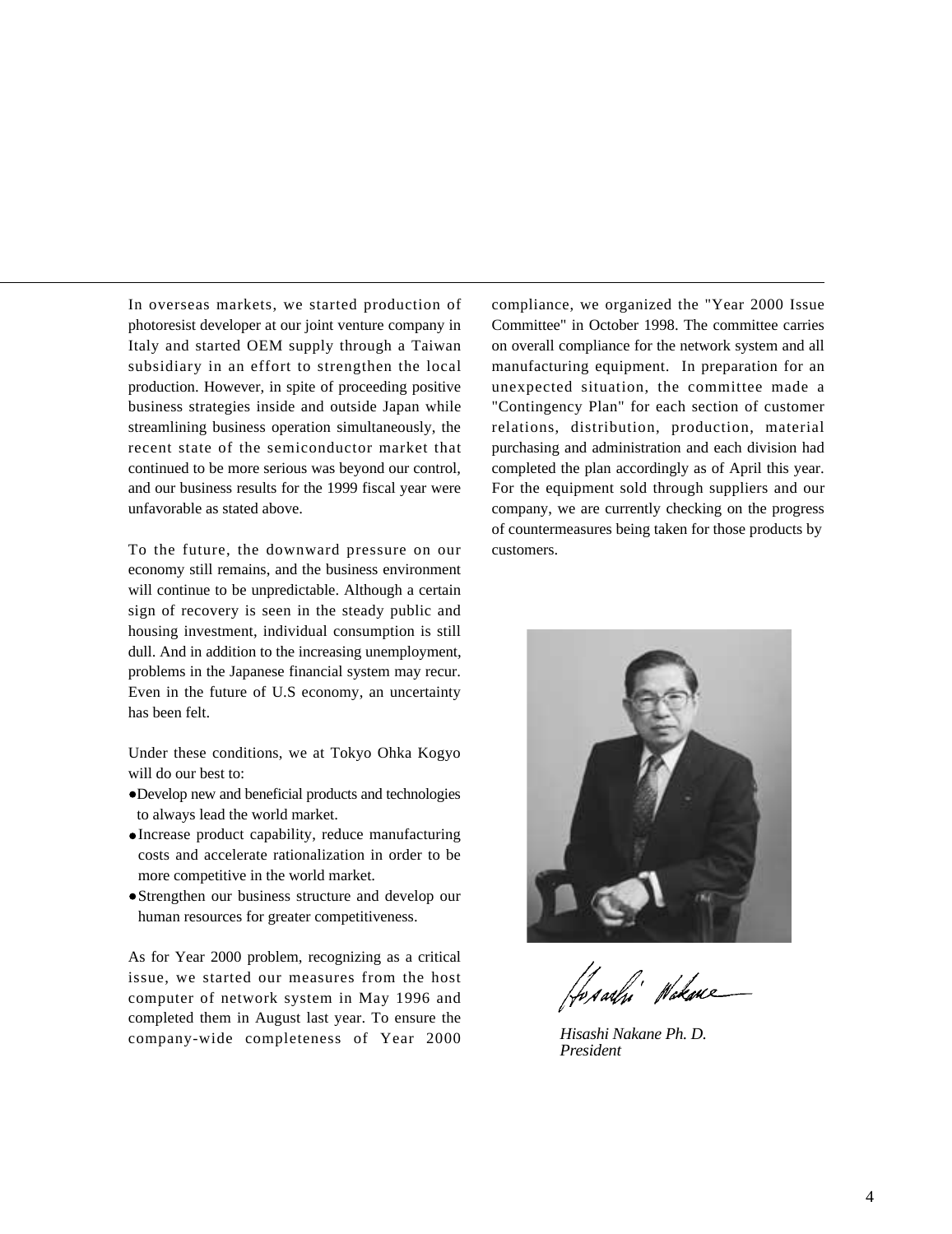In overseas markets, we started production of photoresist developer at our joint venture company in Italy and started OEM supply through a Taiwan subsidiary in an effort to strengthen the local production. However, in spite of proceeding positive business strategies inside and outside Japan while streamlining business operation simultaneously, the recent state of the semiconductor market that continued to be more serious was beyond our control, and our business results for the 1999 fiscal year were unfavorable as stated above.

To the future, the downward pressure on our economy still remains, and the business environment will continue to be unpredictable. Although a certain sign of recovery is seen in the steady public and housing investment, individual consumption is still dull. And in addition to the increasing unemployment, problems in the Japanese financial system may recur. Even in the future of U.S economy, an uncertainty has been felt.

Under these conditions, we at Tokyo Ohka Kogyo will do our best to:

- Develop new and beneficial products and technologies to always lead the world market.
- Increase product capability, reduce manufacturing costs and accelerate rationalization in order to be more competitive in the world market.
- Strengthen our business structure and develop our human resources for greater competitiveness.

As for Year 2000 problem, recognizing as a critical issue, we started our measures from the host computer of network system in May 1996 and completed them in August last year. To ensure the company-wide completeness of Year 2000 compliance, we organized the "Year 2000 Issue Committee" in October 1998. The committee carries on overall compliance for the network system and all manufacturing equipment. In preparation for an unexpected situation, the committee made a "Contingency Plan" for each section of customer relations, distribution, production, material purchasing and administration and each division had completed the plan accordingly as of April this year. For the equipment sold through suppliers and our company, we are currently checking on the progress of countermeasures being taken for those products by customers.

*Hisashi Nakane Ph. D.*
*President*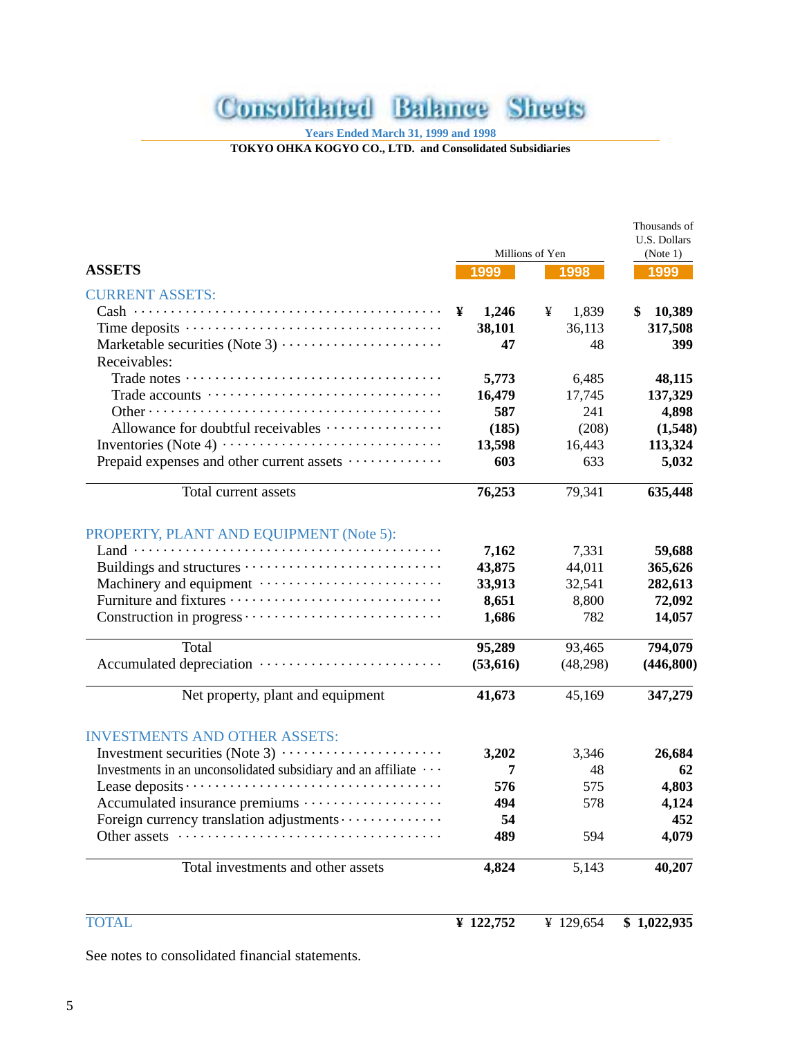# Consolidated Balance Sheets

Years Ended March 31, 1999 and 1998

**TOKYO OHKA KOGYO CO., LTD. and Consolidated Subsidiaries**

| ASSETS | Millions of Yen | | Thousands of U.S. Dollars (Note 1) |
|---|---|---|---|
| | **1999** | **1998** | **1999** |
| **CURRENT ASSETS:** | | | |
| Cash | **¥ 1,246** | ¥ 1,839 | **$ 10,389** |
| Time deposits | **38,101** | 36,113 | **317,508** |
| Marketable securities (Note 3) | **47** | 48 | **399** |
| Receivables: | | | |
| Trade notes | **5,773** | 6,485 | **48,115** |
| Trade accounts | **16,479** | 17,745 | **137,329** |
| Other | **587** | 241 | **4,898** |
| Allowance for doubtful receivables | **(185)** | (208) | **(1,548)** |
| Inventories (Note 4) | **13,598** | 16,443 | **113,324** |
| Prepaid expenses and other current assets | **603** | 633 | **5,032** |
| Total current assets | **76,253** | 79,341 | **635,448** |
| **PROPERTY, PLANT AND EQUIPMENT (Note 5):** | | | |
| Land | **7,162** | 7,331 | **59,688** |
| Buildings and structures | **43,875** | 44,011 | **365,626** |
| Machinery and equipment | **33,913** | 32,541 | **282,613** |
| Furniture and fixtures | **8,651** | 8,800 | **72,092** |
| Construction in progress | **1,686** | 782 | **14,057** |
| Total | **95,289** | 93,465 | **794,079** |
| Accumulated depreciation | **(53,616)** | (48,298) | **(446,800)** |
| Net property, plant and equipment | **41,673** | 45,169 | **347,279** |
| **INVESTMENTS AND OTHER ASSETS:** | | | |
| Investment securities (Note 3) | **3,202** | 3,346 | **26,684** |
| Investments in an unconsolidated subsidiary and an affiliate | **7** | 48 | **62** |
| Lease deposits | **576** | 575 | **4,803** |
| Accumulated insurance premiums | **494** | 578 | **4,124** |
| Foreign currency translation adjustments | **54** | | **452** |
| Other assets | **489** | 594 | **4,079** |
| Total investments and other assets | **4,824** | 5,143 | **40,207** |
| **TOTAL** | **¥ 122,752** | ¥ 129,654 | **$ 1,022,935** |

See notes to consolidated financial statements.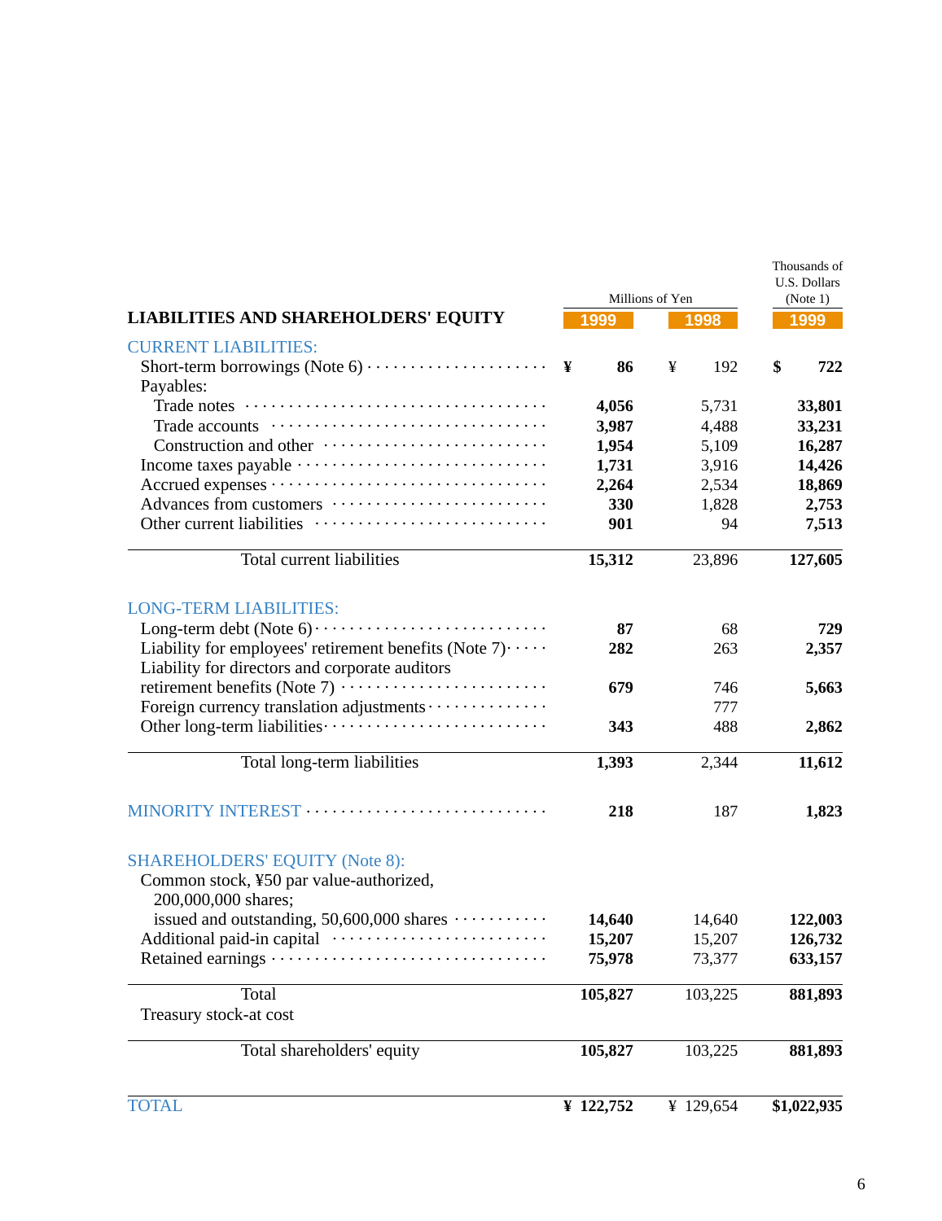| LIABILITIES AND SHAREHOLDERS' EQUITY | Millions of Yen | | Thousands of U.S. Dollars (Note 1) |
|---|---|---|---|
| | 1999 | 1998 | 1999 |
| **CURRENT LIABILITIES:** | | | |
| Short-term borrowings (Note 6) | ¥ 86 | ¥ 192 | $ 722 |
| Payables: | | | |
| Trade notes | 4,056 | 5,731 | 33,801 |
| Trade accounts | 3,987 | 4,488 | 33,231 |
| Construction and other | 1,954 | 5,109 | 16,287 |
| Income taxes payable | 1,731 | 3,916 | 14,426 |
| Accrued expenses | 2,264 | 2,534 | 18,869 |
| Advances from customers | 330 | 1,828 | 2,753 |
| Other current liabilities | 901 | 94 | 7,513 |
| Total current liabilities | 15,312 | 23,896 | 127,605 |
| **LONG-TERM LIABILITIES:** | | | |
| Long-term debt (Note 6) | 87 | 68 | 729 |
| Liability for employees' retirement benefits (Note 7) | 282 | 263 | 2,357 |
| Liability for directors and corporate auditors retirement benefits (Note 7) | 679 | 746 | 5,663 |
| Foreign currency translation adjustments | | 777 | |
| Other long-term liabilities | 343 | 488 | 2,862 |
| Total long-term liabilities | 1,393 | 2,344 | 11,612 |
| **MINORITY INTEREST** | 218 | 187 | 1,823 |
| **SHAREHOLDERS' EQUITY (Note 8):** | | | |
| Common stock, ¥50 par value-authorized, 200,000,000 shares; issued and outstanding, 50,600,000 shares | 14,640 | 14,640 | 122,003 |
| Additional paid-in capital | 15,207 | 15,207 | 126,732 |
| Retained earnings | 75,978 | 73,377 | 633,157 |
| Total | 105,827 | 103,225 | 881,893 |
| Treasury stock-at cost | | | |
| Total shareholders' equity | 105,827 | 103,225 | 881,893 |
| **TOTAL** | ¥ 122,752 | ¥ 129,654 | $1,022,935 |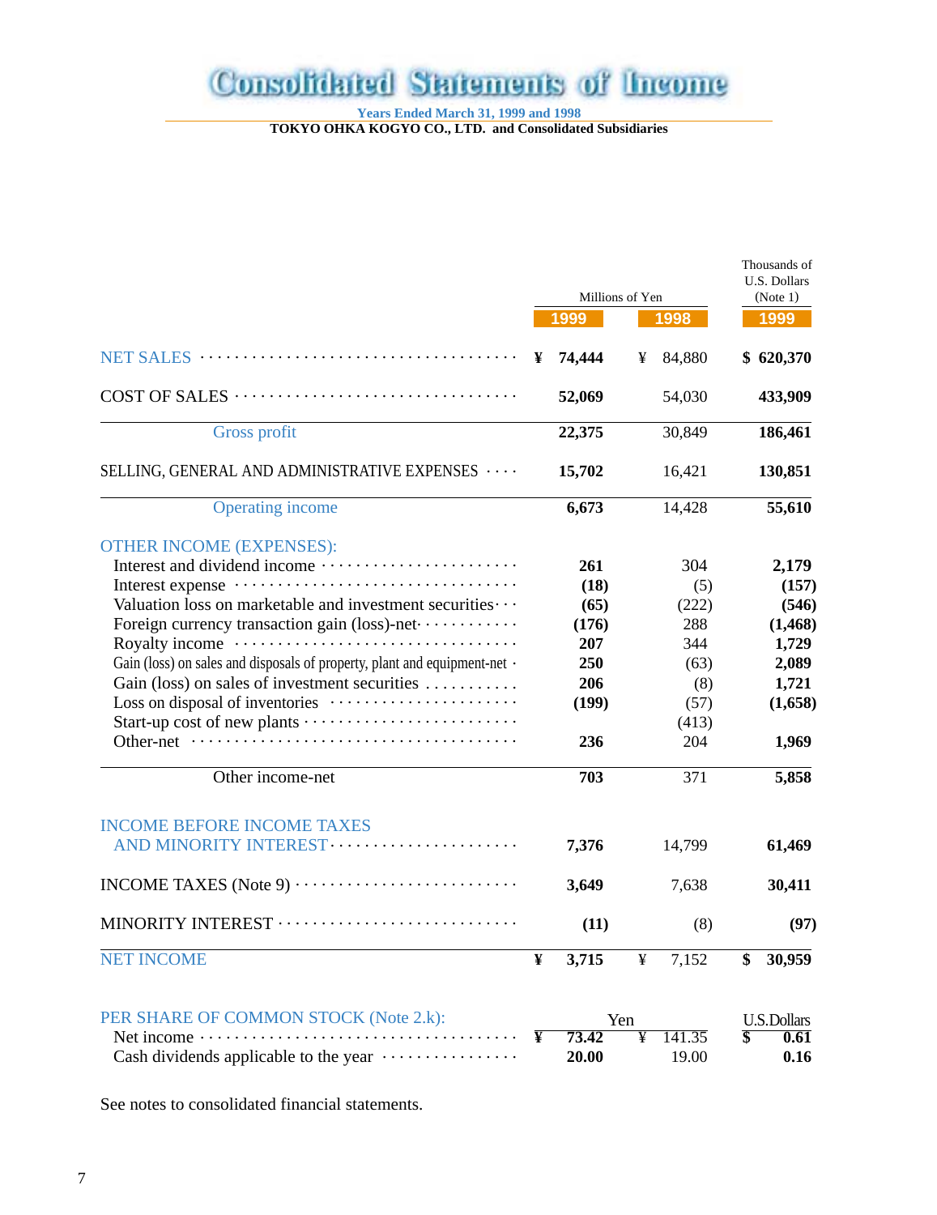# Consolidated Statements of Income

Years Ended March 31, 1999 and 1998

TOKYO OHKA KOGYO CO., LTD. and Consolidated Subsidiaries

| | Millions of Yen | | Thousands of U.S. Dollars (Note 1) |
|---|---|---|---|
| | 1999 | 1998 | 1999 |
| NET SALES | ¥ 74,444 | ¥ 84,880 | $ 620,370 |
| COST OF SALES | 52,069 | 54,030 | 433,909 |
| Gross profit | 22,375 | 30,849 | 186,461 |
| SELLING, GENERAL AND ADMINISTRATIVE EXPENSES | 15,702 | 16,421 | 130,851 |
| Operating income | 6,673 | 14,428 | 55,610 |
| OTHER INCOME (EXPENSES): | | | |
| Interest and dividend income | 261 | 304 | 2,179 |
| Interest expense | (18) | (5) | (157) |
| Valuation loss on marketable and investment securities | (65) | (222) | (546) |
| Foreign currency transaction gain (loss)-net | (176) | 288 | (1,468) |
| Royalty income | 207 | 344 | 1,729 |
| Gain (loss) on sales and disposals of property, plant and equipment-net | 250 | (63) | 2,089 |
| Gain (loss) on sales of investment securities | 206 | (8) | 1,721 |
| Loss on disposal of inventories | (199) | (57) | (1,658) |
| Start-up cost of new plants | | (413) | |
| Other-net | 236 | 204 | 1,969 |
| Other income-net | 703 | 371 | 5,858 |
| INCOME BEFORE INCOME TAXES AND MINORITY INTEREST | 7,376 | 14,799 | 61,469 |
| INCOME TAXES (Note 9) | 3,649 | 7,638 | 30,411 |
| MINORITY INTEREST | (11) | (8) | (97) |
| NET INCOME | ¥ 3,715 | ¥ 7,152 | $ 30,959 |

| PER SHARE OF COMMON STOCK (Note 2.k): | Yen | | U.S.Dollars |
|---|---|---|---|
| Net income | ¥ 73.42 | ¥ 141.35 | $ 0.61 |
| Cash dividends applicable to the year | 20.00 | 19.00 | 0.16 |

See notes to consolidated financial statements.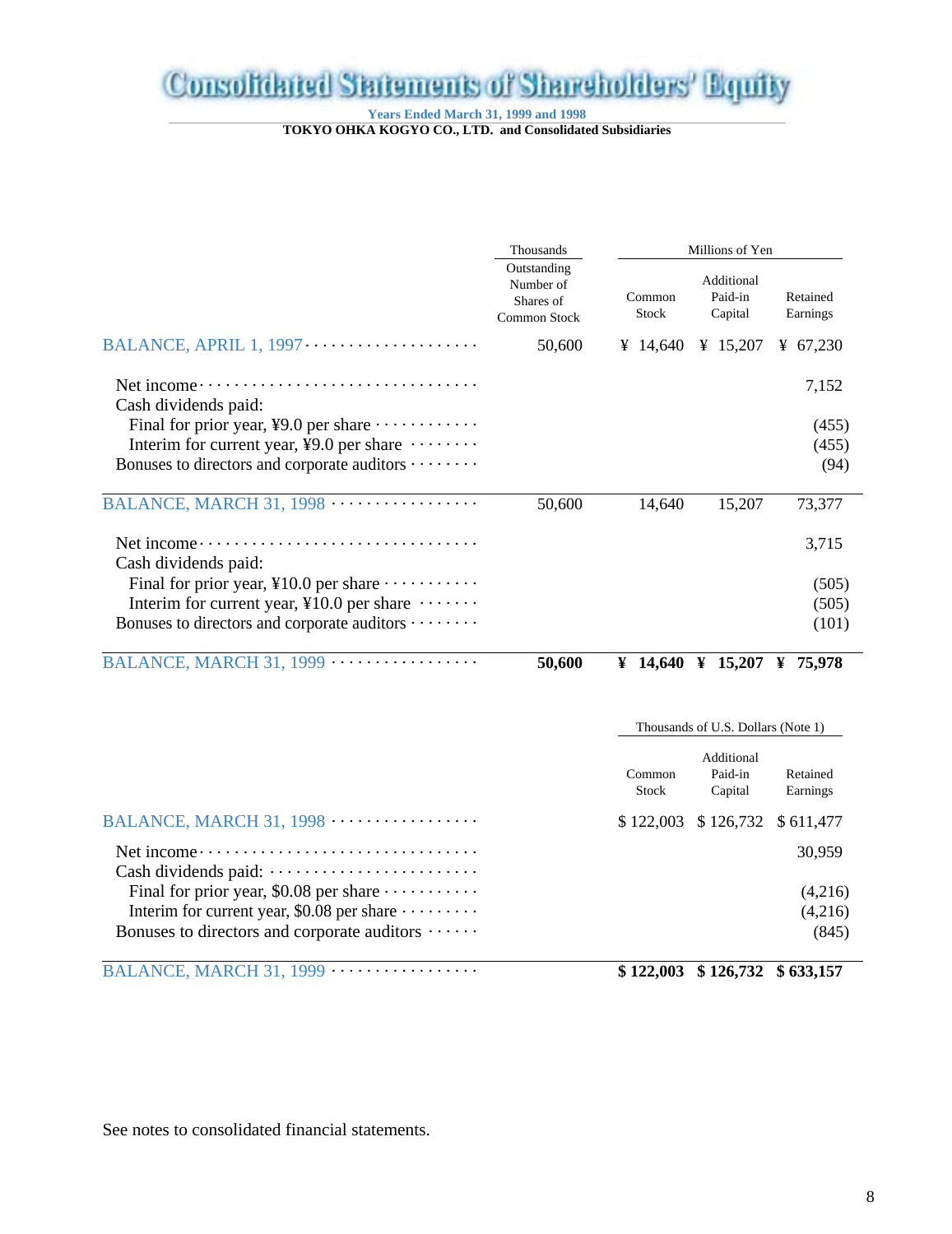# Consolidated Statements of Shareholders' Equity

**Years Ended March 31, 1999 and 1998**

**TOKYO OHKA KOGYO CO., LTD. and Consolidated Subsidiaries**

| | Thousands | Millions of Yen | | |
|---|---|---|---|---|
| | Outstanding Number of Shares of Common Stock | Common Stock | Additional Paid-in Capital | Retained Earnings |
| BALANCE, APRIL 1, 1997 | 50,600 | ¥ 14,640 | ¥ 15,207 | ¥ 67,230 |
| Net income | | | | 7,152 |
| Cash dividends paid: | | | | |
| Final for prior year, ¥9.0 per share | | | | (455) |
| Interim for current year, ¥9.0 per share | | | | (455) |
| Bonuses to directors and corporate auditors | | | | (94) |
| BALANCE, MARCH 31, 1998 | 50,600 | 14,640 | 15,207 | 73,377 |
| Net income | | | | 3,715 |
| Cash dividends paid: | | | | |
| Final for prior year, ¥10.0 per share | | | | (505) |
| Interim for current year, ¥10.0 per share | | | | (505) |
| Bonuses to directors and corporate auditors | | | | (101) |
| BALANCE, MARCH 31, 1999 | **50,600** | **¥ 14,640** | **¥ 15,207** | **¥ 75,978** |

| | Thousands of U.S. Dollars (Note 1) | | |
|---|---|---|---|
| | Common Stock | Additional Paid-in Capital | Retained Earnings |
| BALANCE, MARCH 31, 1998 | $ 122,003 | $ 126,732 | $ 611,477 |
| Net income | | | 30,959 |
| Cash dividends paid: | | | |
| Final for prior year, $0.08 per share | | | (4,216) |
| Interim for current year, $0.08 per share | | | (4,216) |
| Bonuses to directors and corporate auditors | | | (845) |
| BALANCE, MARCH 31, 1999 | **$ 122,003** | **$ 126,732** | **$ 633,157** |

See notes to consolidated financial statements.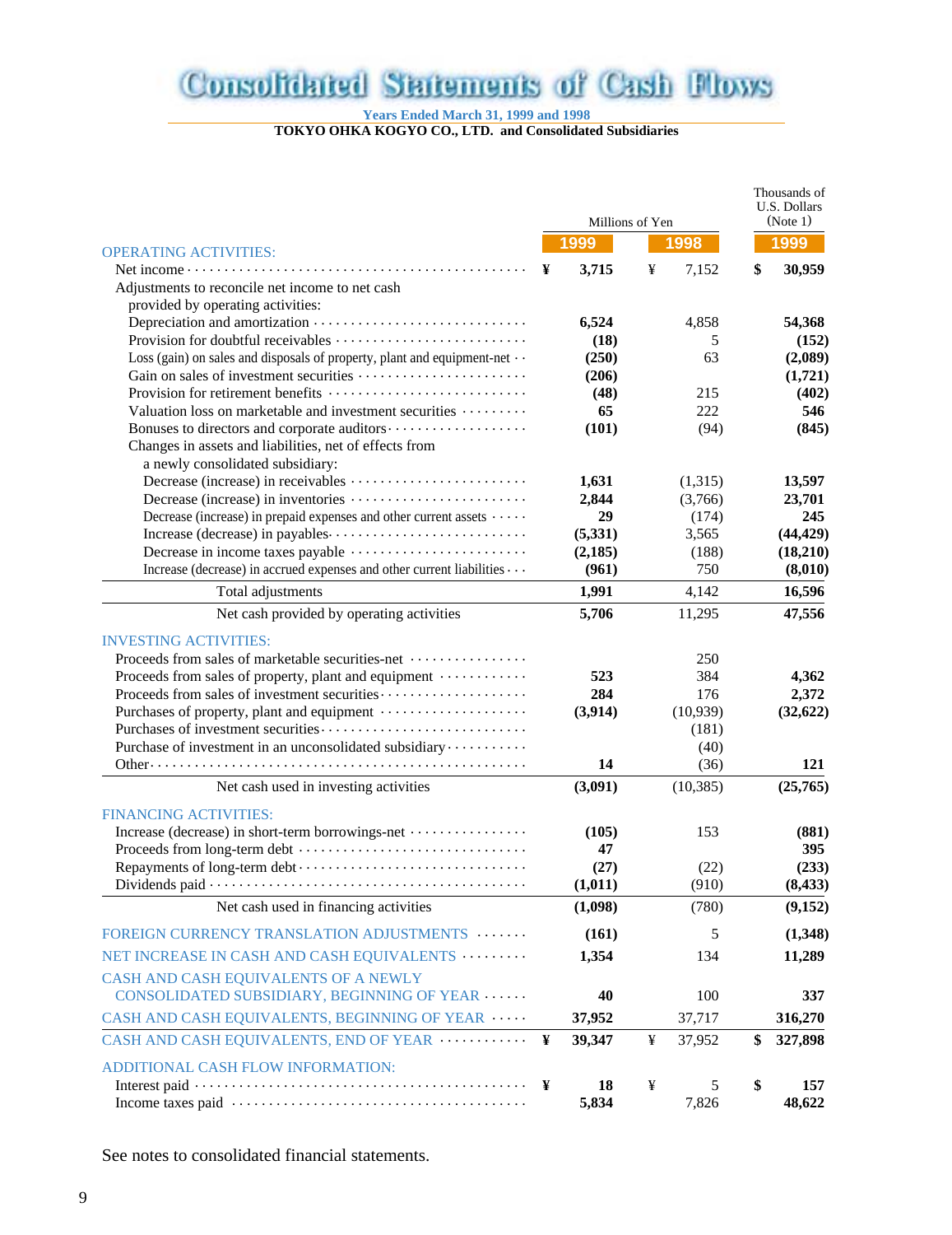# Consolidated Statements of Cash Flows

Years Ended March 31, 1999 and 1998

**TOKYO OHKA KOGYO CO., LTD. and Consolidated Subsidiaries**

| | Millions of Yen | | Thousands of U.S. Dollars (Note 1) |
|---|---|---|---|
| | **1999** | **1998** | **1999** |
| **OPERATING ACTIVITIES:** | | | |
| Net income | ¥ **3,715** | ¥ 7,152 | $ **30,959** |
| Adjustments to reconcile net income to net cash provided by operating activities: | | | |
| Depreciation and amortization | **6,524** | 4,858 | **54,368** |
| Provision for doubtful receivables | **(18)** | 5 | **(152)** |
| Loss (gain) on sales and disposals of property, plant and equipment-net | **(250)** | 63 | **(2,089)** |
| Gain on sales of investment securities | **(206)** | | **(1,721)** |
| Provision for retirement benefits | **(48)** | 215 | **(402)** |
| Valuation loss on marketable and investment securities | **65** | 222 | **546** |
| Bonuses to directors and corporate auditors | **(101)** | (94) | **(845)** |
| Changes in assets and liabilities, net of effects from a newly consolidated subsidiary: | | | |
| Decrease (increase) in receivables | **1,631** | (1,315) | **13,597** |
| Decrease (increase) in inventories | **2,844** | (3,766) | **23,701** |
| Decrease (increase) in prepaid expenses and other current assets | **29** | (174) | **245** |
| Increase (decrease) in payables | **(5,331)** | 3,565 | **(44,429)** |
| Decrease in income taxes payable | **(2,185)** | (188) | **(18,210)** |
| Increase (decrease) in accrued expenses and other current liabilities | **(961)** | 750 | **(8,010)** |
| Total adjustments | **1,991** | 4,142 | **16,596** |
| Net cash provided by operating activities | **5,706** | 11,295 | **47,556** |
| **INVESTING ACTIVITIES:** | | | |
| Proceeds from sales of marketable securities-net | | 250 | |
| Proceeds from sales of property, plant and equipment | **523** | 384 | **4,362** |
| Proceeds from sales of investment securities | **284** | 176 | **2,372** |
| Purchases of property, plant and equipment | **(3,914)** | (10,939) | **(32,622)** |
| Purchases of investment securities | | (181) | |
| Purchase of investment in an unconsolidated subsidiary | | (40) | |
| Other | **14** | (36) | **121** |
| Net cash used in investing activities | **(3,091)** | (10,385) | **(25,765)** |
| **FINANCING ACTIVITIES:** | | | |
| Increase (decrease) in short-term borrowings-net | **(105)** | 153 | **(881)** |
| Proceeds from long-term debt | **47** | | **395** |
| Repayments of long-term debt | **(27)** | (22) | **(233)** |
| Dividends paid | **(1,011)** | (910) | **(8,433)** |
| Net cash used in financing activities | **(1,098)** | (780) | **(9,152)** |
| **FOREIGN CURRENCY TRANSLATION ADJUSTMENTS** | **(161)** | 5 | **(1,348)** |
| **NET INCREASE IN CASH AND CASH EQUIVALENTS** | **1,354** | 134 | **11,289** |
| **CASH AND CASH EQUIVALENTS OF A NEWLY CONSOLIDATED SUBSIDIARY, BEGINNING OF YEAR** | **40** | 100 | **337** |
| **CASH AND CASH EQUIVALENTS, BEGINNING OF YEAR** | **37,952** | 37,717 | **316,270** |
| **CASH AND CASH EQUIVALENTS, END OF YEAR** | ¥ **39,347** | ¥ 37,952 | $ **327,898** |
| **ADDITIONAL CASH FLOW INFORMATION:** | | | |
| Interest paid | ¥ **18** | ¥ 5 | $ **157** |
| Income taxes paid | **5,834** | 7,826 | **48,622** |

See notes to consolidated financial statements.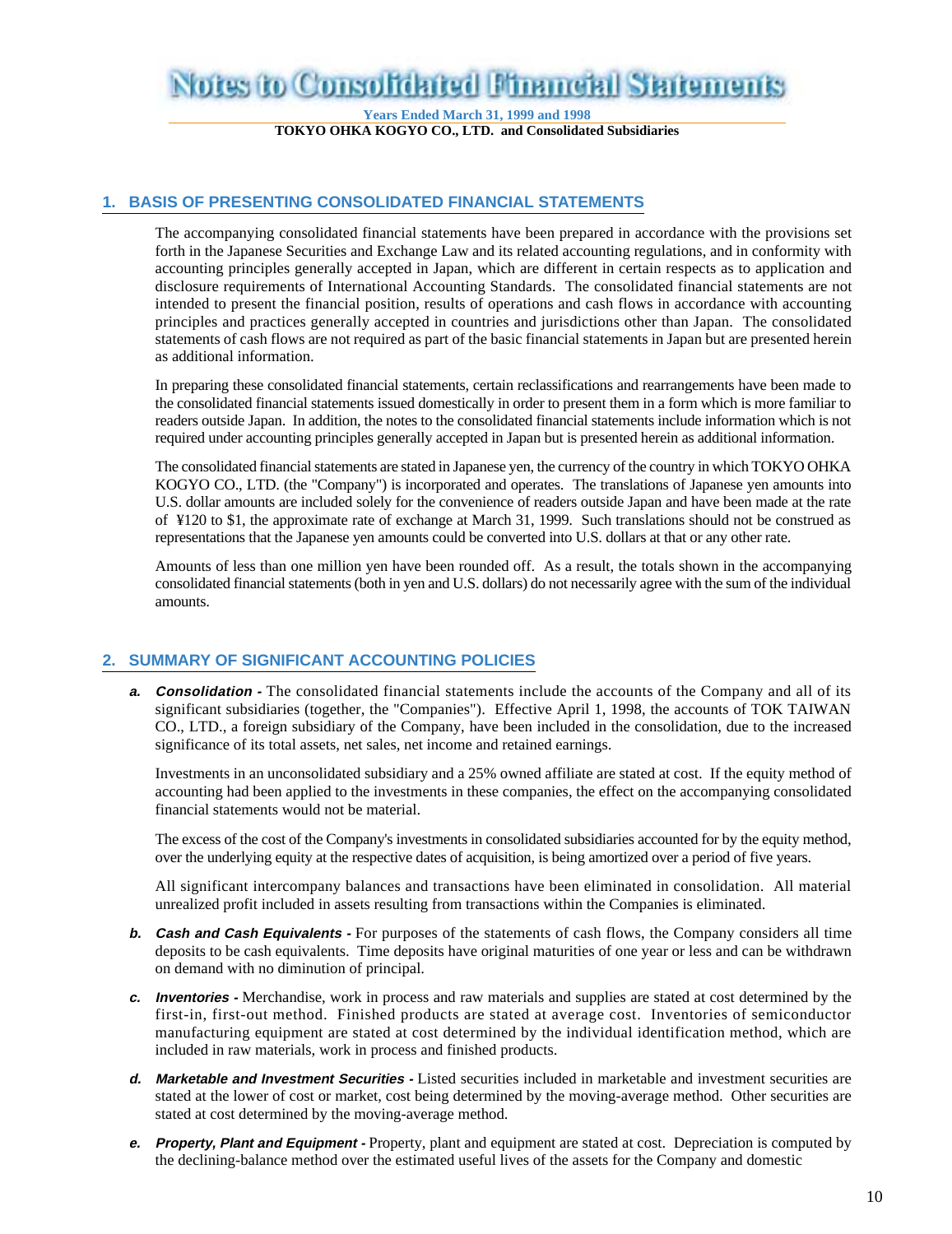# Notes to Consolidated Financial Statements

Years Ended March 31, 1999 and 1998

TOKYO OHKA KOGYO CO., LTD. and Consolidated Subsidiaries

## 1. BASIS OF PRESENTING CONSOLIDATED FINANCIAL STATEMENTS

The accompanying consolidated financial statements have been prepared in accordance with the provisions set forth in the Japanese Securities and Exchange Law and its related accounting regulations, and in conformity with accounting principles generally accepted in Japan, which are different in certain respects as to application and disclosure requirements of International Accounting Standards. The consolidated financial statements are not intended to present the financial position, results of operations and cash flows in accordance with accounting principles and practices generally accepted in countries and jurisdictions other than Japan. The consolidated statements of cash flows are not required as part of the basic financial statements in Japan but are presented herein as additional information.

In preparing these consolidated financial statements, certain reclassifications and rearrangements have been made to the consolidated financial statements issued domestically in order to present them in a form which is more familiar to readers outside Japan. In addition, the notes to the consolidated financial statements include information which is not required under accounting principles generally accepted in Japan but is presented herein as additional information.

The consolidated financial statements are stated in Japanese yen, the currency of the country in which TOKYO OHKA KOGYO CO., LTD. (the "Company") is incorporated and operates. The translations of Japanese yen amounts into U.S. dollar amounts are included solely for the convenience of readers outside Japan and have been made at the rate of ¥120 to $1, the approximate rate of exchange at March 31, 1999. Such translations should not be construed as representations that the Japanese yen amounts could be converted into U.S. dollars at that or any other rate.

Amounts of less than one million yen have been rounded off. As a result, the totals shown in the accompanying consolidated financial statements (both in yen and U.S. dollars) do not necessarily agree with the sum of the individual amounts.

## 2. SUMMARY OF SIGNIFICANT ACCOUNTING POLICIES

***a. Consolidation -*** The consolidated financial statements include the accounts of the Company and all of its significant subsidiaries (together, the "Companies"). Effective April 1, 1998, the accounts of TOK TAIWAN CO., LTD., a foreign subsidiary of the Company, have been included in the consolidation, due to the increased significance of its total assets, net sales, net income and retained earnings.

Investments in an unconsolidated subsidiary and a 25% owned affiliate are stated at cost. If the equity method of accounting had been applied to the investments in these companies, the effect on the accompanying consolidated financial statements would not be material.

The excess of the cost of the Company's investments in consolidated subsidiaries accounted for by the equity method, over the underlying equity at the respective dates of acquisition, is being amortized over a period of five years.

All significant intercompany balances and transactions have been eliminated in consolidation. All material unrealized profit included in assets resulting from transactions within the Companies is eliminated.

***b. Cash and Cash Equivalents -*** For purposes of the statements of cash flows, the Company considers all time deposits to be cash equivalents. Time deposits have original maturities of one year or less and can be withdrawn on demand with no diminution of principal.

***c. Inventories -*** Merchandise, work in process and raw materials and supplies are stated at cost determined by the first-in, first-out method. Finished products are stated at average cost. Inventories of semiconductor manufacturing equipment are stated at cost determined by the individual identification method, which are included in raw materials, work in process and finished products.

***d. Marketable and Investment Securities -*** Listed securities included in marketable and investment securities are stated at the lower of cost or market, cost being determined by the moving-average method. Other securities are stated at cost determined by the moving-average method.

***e. Property, Plant and Equipment -*** Property, plant and equipment are stated at cost. Depreciation is computed by the declining-balance method over the estimated useful lives of the assets for the Company and domestic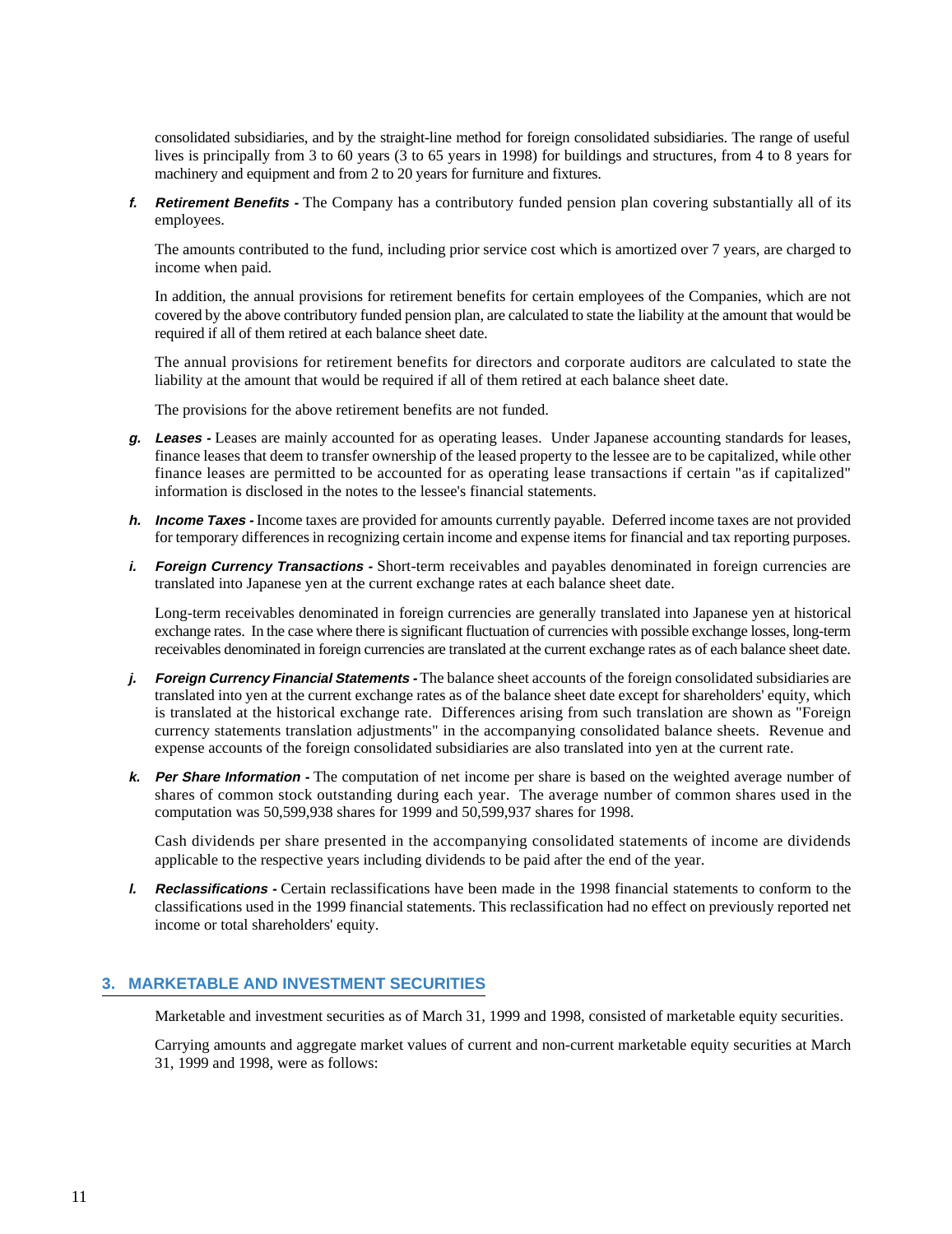consolidated subsidiaries, and by the straight-line method for foreign consolidated subsidiaries. The range of useful lives is principally from 3 to 60 years (3 to 65 years in 1998) for buildings and structures, from 4 to 8 years for machinery and equipment and from 2 to 20 years for furniture and fixtures.

*f.* ***Retirement Benefits -*** The Company has a contributory funded pension plan covering substantially all of its employees.

The amounts contributed to the fund, including prior service cost which is amortized over 7 years, are charged to income when paid.

In addition, the annual provisions for retirement benefits for certain employees of the Companies, which are not covered by the above contributory funded pension plan, are calculated to state the liability at the amount that would be required if all of them retired at each balance sheet date.

The annual provisions for retirement benefits for directors and corporate auditors are calculated to state the liability at the amount that would be required if all of them retired at each balance sheet date.

The provisions for the above retirement benefits are not funded.

*g.* ***Leases -*** Leases are mainly accounted for as operating leases. Under Japanese accounting standards for leases, finance leases that deem to transfer ownership of the leased property to the lessee are to be capitalized, while other finance leases are permitted to be accounted for as operating lease transactions if certain "as if capitalized" information is disclosed in the notes to the lessee's financial statements.

*h.* ***Income Taxes -*** Income taxes are provided for amounts currently payable. Deferred income taxes are not provided for temporary differences in recognizing certain income and expense items for financial and tax reporting purposes.

*i.* ***Foreign Currency Transactions -*** Short-term receivables and payables denominated in foreign currencies are translated into Japanese yen at the current exchange rates at each balance sheet date.

Long-term receivables denominated in foreign currencies are generally translated into Japanese yen at historical exchange rates. In the case where there is significant fluctuation of currencies with possible exchange losses, long-term receivables denominated in foreign currencies are translated at the current exchange rates as of each balance sheet date.

*j.* ***Foreign Currency Financial Statements -*** The balance sheet accounts of the foreign consolidated subsidiaries are translated into yen at the current exchange rates as of the balance sheet date except for shareholders' equity, which is translated at the historical exchange rate. Differences arising from such translation are shown as "Foreign currency statements translation adjustments" in the accompanying consolidated balance sheets. Revenue and expense accounts of the foreign consolidated subsidiaries are also translated into yen at the current rate.

*k.* ***Per Share Information -*** The computation of net income per share is based on the weighted average number of shares of common stock outstanding during each year. The average number of common shares used in the computation was 50,599,938 shares for 1999 and 50,599,937 shares for 1998.

Cash dividends per share presented in the accompanying consolidated statements of income are dividends applicable to the respective years including dividends to be paid after the end of the year.

*l.* ***Reclassifications -*** Certain reclassifications have been made in the 1998 financial statements to conform to the classifications used in the 1999 financial statements. This reclassification had no effect on previously reported net income or total shareholders' equity.

## 3. MARKETABLE AND INVESTMENT SECURITIES

Marketable and investment securities as of March 31, 1999 and 1998, consisted of marketable equity securities.

Carrying amounts and aggregate market values of current and non-current marketable equity securities at March 31, 1999 and 1998, were as follows: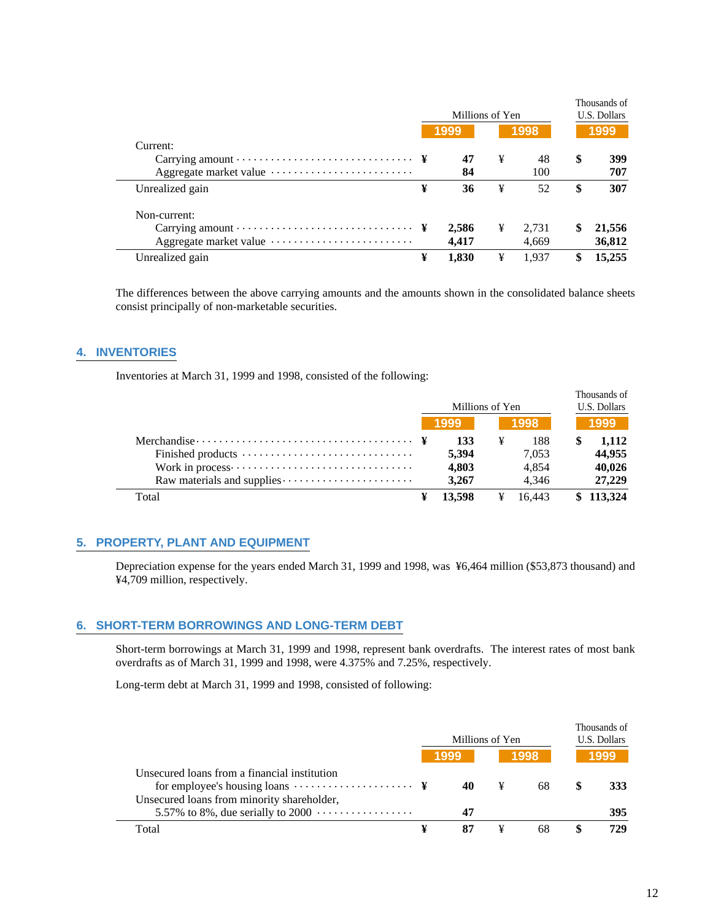| | Millions of Yen | | Thousands of U.S. Dollars |
|---|---|---|---|
| | 1999 | 1998 | 1999 |
| Current: | | | |
| Carrying amount | ¥ 47 | ¥ 48 | $ 399 |
| Aggregate market value | 84 | 100 | 707 |
| Unrealized gain | ¥ 36 | ¥ 52 | $ 307 |
| Non-current: | | | |
| Carrying amount | ¥ 2,586 | ¥ 2,731 | $ 21,556 |
| Aggregate market value | 4,417 | 4,669 | 36,812 |
| Unrealized gain | ¥ 1,830 | ¥ 1,937 | $ 15,255 |

The differences between the above carrying amounts and the amounts shown in the consolidated balance sheets consist principally of non-marketable securities.

## 4. INVENTORIES

Inventories at March 31, 1999 and 1998, consisted of the following:

| | Millions of Yen | | Thousands of U.S. Dollars |
|---|---|---|---|
| | 1999 | 1998 | 1999 |
| Merchandise | ¥ 133 | ¥ 188 | $ 1,112 |
| Finished products | 5,394 | 7,053 | 44,955 |
| Work in process | 4,803 | 4,854 | 40,026 |
| Raw materials and supplies | 3,267 | 4,346 | 27,229 |
| Total | ¥ 13,598 | ¥ 16,443 | $ 113,324 |

## 5. PROPERTY, PLANT AND EQUIPMENT

Depreciation expense for the years ended March 31, 1999 and 1998, was ¥6,464 million ($53,873 thousand) and ¥4,709 million, respectively.

## 6. SHORT-TERM BORROWINGS AND LONG-TERM DEBT

Short-term borrowings at March 31, 1999 and 1998, represent bank overdrafts. The interest rates of most bank overdrafts as of March 31, 1999 and 1998, were 4.375% and 7.25%, respectively.

Long-term debt at March 31, 1999 and 1998, consisted of following:

| | Millions of Yen | | Thousands of U.S. Dollars |
|---|---|---|---|
| | 1999 | 1998 | 1999 |
| Unsecured loans from a financial institution for employee's housing loans | ¥ 40 | ¥ 68 | $ 333 |
| Unsecured loans from minority shareholder, 5.57% to 8%, due serially to 2000 | 47 | | 395 |
| Total | ¥ 87 | ¥ 68 | $ 729 |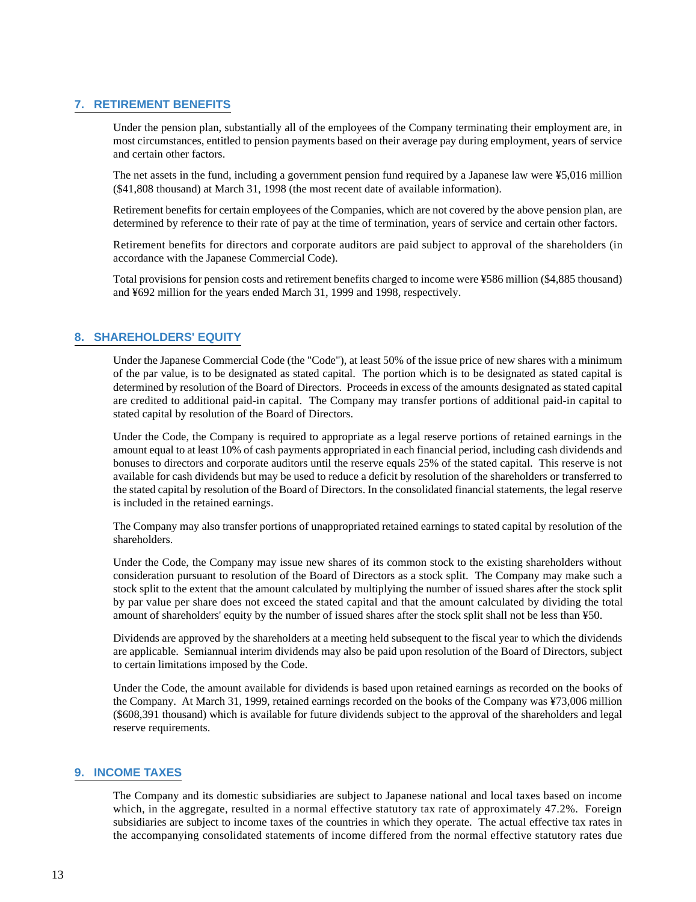## 7. RETIREMENT BENEFITS

Under the pension plan, substantially all of the employees of the Company terminating their employment are, in most circumstances, entitled to pension payments based on their average pay during employment, years of service and certain other factors.

The net assets in the fund, including a government pension fund required by a Japanese law were ¥5,016 million ($41,808 thousand) at March 31, 1998 (the most recent date of available information).

Retirement benefits for certain employees of the Companies, which are not covered by the above pension plan, are determined by reference to their rate of pay at the time of termination, years of service and certain other factors.

Retirement benefits for directors and corporate auditors are paid subject to approval of the shareholders (in accordance with the Japanese Commercial Code).

Total provisions for pension costs and retirement benefits charged to income were ¥586 million ($4,885 thousand) and ¥692 million for the years ended March 31, 1999 and 1998, respectively.

## 8. SHAREHOLDERS' EQUITY

Under the Japanese Commercial Code (the "Code"), at least 50% of the issue price of new shares with a minimum of the par value, is to be designated as stated capital. The portion which is to be designated as stated capital is determined by resolution of the Board of Directors. Proceeds in excess of the amounts designated as stated capital are credited to additional paid-in capital. The Company may transfer portions of additional paid-in capital to stated capital by resolution of the Board of Directors.

Under the Code, the Company is required to appropriate as a legal reserve portions of retained earnings in the amount equal to at least 10% of cash payments appropriated in each financial period, including cash dividends and bonuses to directors and corporate auditors until the reserve equals 25% of the stated capital. This reserve is not available for cash dividends but may be used to reduce a deficit by resolution of the shareholders or transferred to the stated capital by resolution of the Board of Directors. In the consolidated financial statements, the legal reserve is included in the retained earnings.

The Company may also transfer portions of unappropriated retained earnings to stated capital by resolution of the shareholders.

Under the Code, the Company may issue new shares of its common stock to the existing shareholders without consideration pursuant to resolution of the Board of Directors as a stock split. The Company may make such a stock split to the extent that the amount calculated by multiplying the number of issued shares after the stock split by par value per share does not exceed the stated capital and that the amount calculated by dividing the total amount of shareholders' equity by the number of issued shares after the stock split shall not be less than ¥50.

Dividends are approved by the shareholders at a meeting held subsequent to the fiscal year to which the dividends are applicable. Semiannual interim dividends may also be paid upon resolution of the Board of Directors, subject to certain limitations imposed by the Code.

Under the Code, the amount available for dividends is based upon retained earnings as recorded on the books of the Company. At March 31, 1999, retained earnings recorded on the books of the Company was ¥73,006 million ($608,391 thousand) which is available for future dividends subject to the approval of the shareholders and legal reserve requirements.

## 9. INCOME TAXES

The Company and its domestic subsidiaries are subject to Japanese national and local taxes based on income which, in the aggregate, resulted in a normal effective statutory tax rate of approximately 47.2%. Foreign subsidiaries are subject to income taxes of the countries in which they operate. The actual effective tax rates in the accompanying consolidated statements of income differed from the normal effective statutory rates due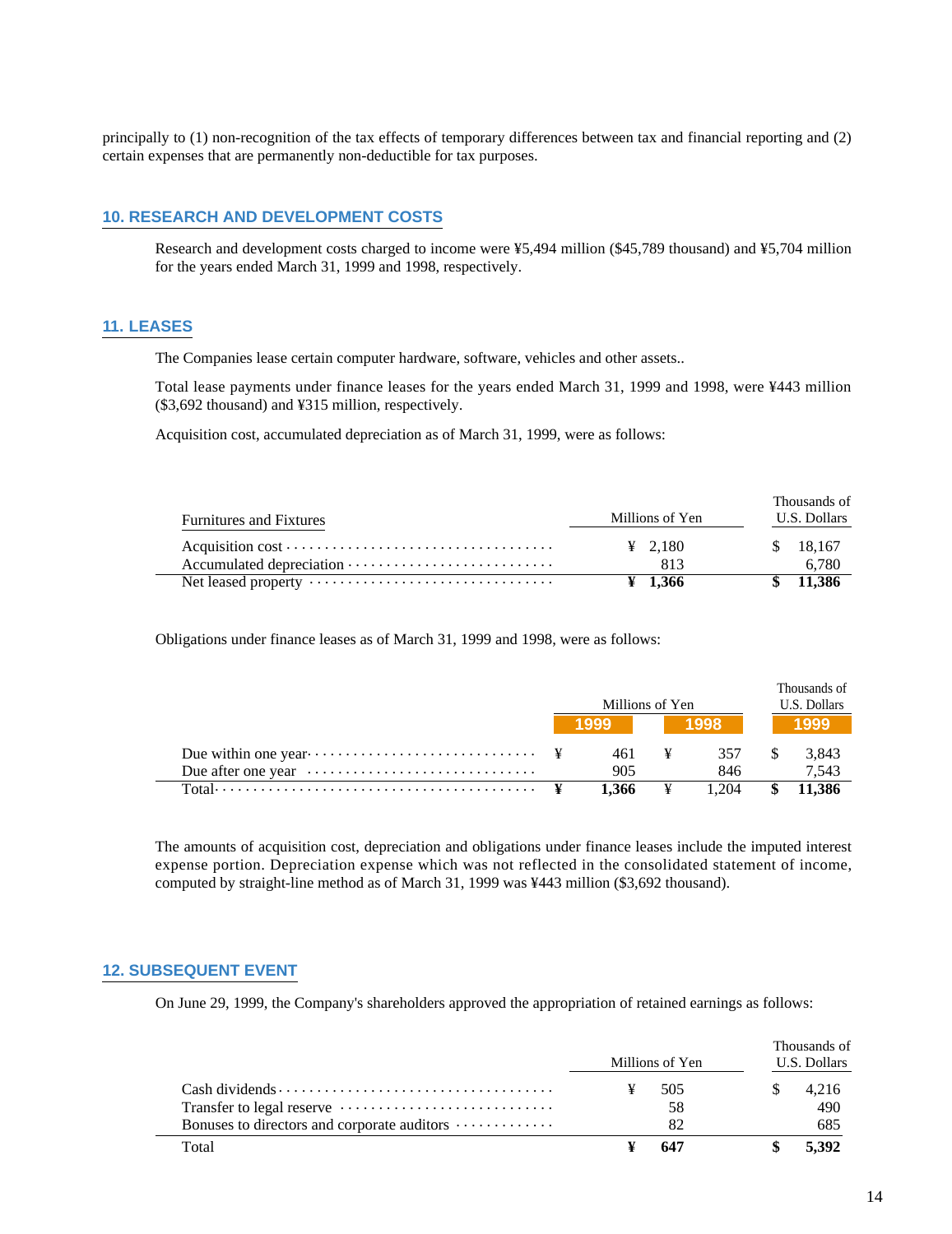principally to (1) non-recognition of the tax effects of temporary differences between tax and financial reporting and (2) certain expenses that are permanently non-deductible for tax purposes.

## 10. RESEARCH AND DEVELOPMENT COSTS

Research and development costs charged to income were ¥5,494 million ($45,789 thousand) and ¥5,704 million for the years ended March 31, 1999 and 1998, respectively.

## 11. LEASES

The Companies lease certain computer hardware, software, vehicles and other assets..

Total lease payments under finance leases for the years ended March 31, 1999 and 1998, were ¥443 million ($3,692 thousand) and ¥315 million, respectively.

Acquisition cost, accumulated depreciation as of March 31, 1999, were as follows:

| Furnitures and Fixtures | Millions of Yen | Thousands of U.S. Dollars |
|---|---|---|
| Acquisition cost | ¥ 2,180 | $ 18,167 |
| Accumulated depreciation | 813 | 6,780 |
| Net leased property | **¥ 1,366** | **$ 11,386** |

Obligations under finance leases as of March 31, 1999 and 1998, were as follows:

| | Millions of Yen | | Thousands of U.S. Dollars |
|---|---|---|---|
| | 1999 | 1998 | 1999 |
| Due within one year | ¥ 461 | ¥ 357 | $ 3,843 |
| Due after one year | 905 | 846 | 7,543 |
| Total | **¥ 1,366** | ¥ 1,204 | **$ 11,386** |

The amounts of acquisition cost, depreciation and obligations under finance leases include the imputed interest expense portion. Depreciation expense which was not reflected in the consolidated statement of income, computed by straight-line method as of March 31, 1999 was ¥443 million ($3,692 thousand).

## 12. SUBSEQUENT EVENT

On June 29, 1999, the Company's shareholders approved the appropriation of retained earnings as follows:

| | Millions of Yen | Thousands of U.S. Dollars |
|---|---|---|
| Cash dividends | ¥ 505 | $ 4,216 |
| Transfer to legal reserve | 58 | 490 |
| Bonuses to directors and corporate auditors | 82 | 685 |
| Total | **¥ 647** | **$ 5,392** |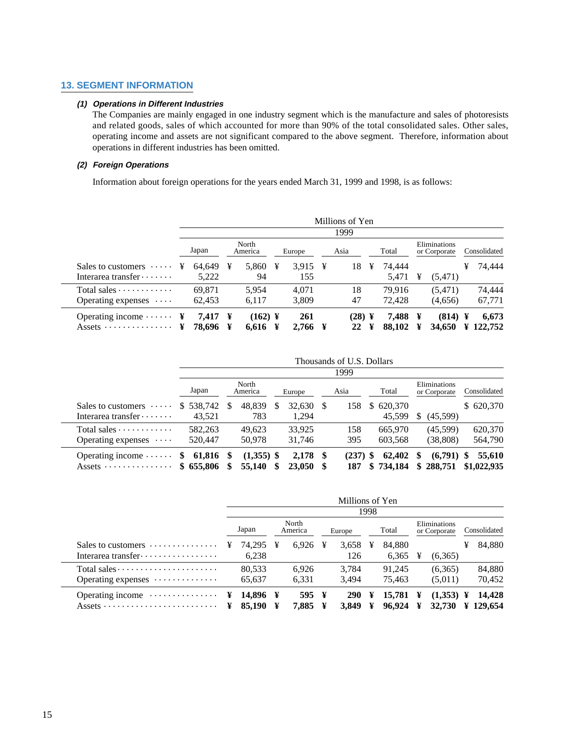## 13. SEGMENT INFORMATION

### *(1) Operations in Different Industries*

The Companies are mainly engaged in one industry segment which is the manufacture and sales of photoresists and related goods, sales of which accounted for more than 90% of the total consolidated sales. Other sales, operating income and assets are not significant compared to the above segment. Therefore, information about operations in different industries has been omitted.

### *(2) Foreign Operations*

Information about foreign operations for the years ended March 31, 1999 and 1998, is as follows:

| | Millions of Yen | | | | | | |
|---|---|---|---|---|---|---|---|
| | 1999 | | | | | | |
| | Japan | North America | Europe | Asia | Total | Eliminations or Corporate | Consolidated |
| Sales to customers | ¥ 64,649 | ¥ 5,860 | ¥ 3,915 | ¥ 18 | ¥ 74,444 | | ¥ 74,444 |
| Interarea transfer | 5,222 | 94 | 155 | | 5,471 | ¥ (5,471) | |
| Total sales | 69,871 | 5,954 | 4,071 | 18 | 79,916 | (5,471) | 74,444 |
| Operating expenses | 62,453 | 6,117 | 3,809 | 47 | 72,428 | (4,656) | 67,771 |
| **Operating income** | **¥ 7,417** | **¥ (162)** | **¥ 261** | **(28)** | **¥ 7,488** | **¥ (814)** | **¥ 6,673** |
| **Assets** | **¥ 78,696** | **¥ 6,616** | **¥ 2,766** | **¥ 22** | **¥ 88,102** | **¥ 34,650** | **¥ 122,752** |

| | Thousands of U.S. Dollars | | | | | | |
|---|---|---|---|---|---|---|---|
| | 1999 | | | | | | |
| | Japan | North America | Europe | Asia | Total | Eliminations or Corporate | Consolidated |
| Sales to customers | $ 538,742 | $ 48,839 | $ 32,630 | $ 158 | $ 620,370 | | $ 620,370 |
| Interarea transfer | 43,521 | 783 | 1,294 | | 45,599 | $ (45,599) | |
| Total sales | 582,263 | 49,623 | 33,925 | 158 | 665,970 | (45,599) | 620,370 |
| Operating expenses | 520,447 | 50,978 | 31,746 | 395 | 603,568 | (38,808) | 564,790 |
| **Operating income** | **$ 61,816** | **$ (1,355)** | **$ 2,178** | **$ (237)** | **$ 62,402** | **$ (6,791)** | **$ 55,610** |
| **Assets** | **$ 655,806** | **$ 55,140** | **$ 23,050** | **$ 187** | **$ 734,184** | **$ 288,751** | **$1,022,935** |

| | Millions of Yen | | | | | |
|---|---|---|---|---|---|---|
| | 1998 | | | | | |
| | Japan | North America | Europe | Total | Eliminations or Corporate | Consolidated |
| Sales to customers | ¥ 74,295 | ¥ 6,926 | ¥ 3,658 | ¥ 84,880 | | ¥ 84,880 |
| Interarea transfer | 6,238 | | 126 | 6,365 | ¥ (6,365) | |
| Total sales | 80,533 | 6,926 | 3,784 | 91,245 | (6,365) | 84,880 |
| Operating expenses | 65,637 | 6,331 | 3,494 | 75,463 | (5,011) | 70,452 |
| **Operating income** | **¥ 14,896** | **¥ 595** | **¥ 290** | **¥ 15,781** | **¥ (1,353)** | **¥ 14,428** |
| **Assets** | **¥ 85,190** | **¥ 7,885** | **¥ 3,849** | **¥ 96,924** | **¥ 32,730** | **¥ 129,654** |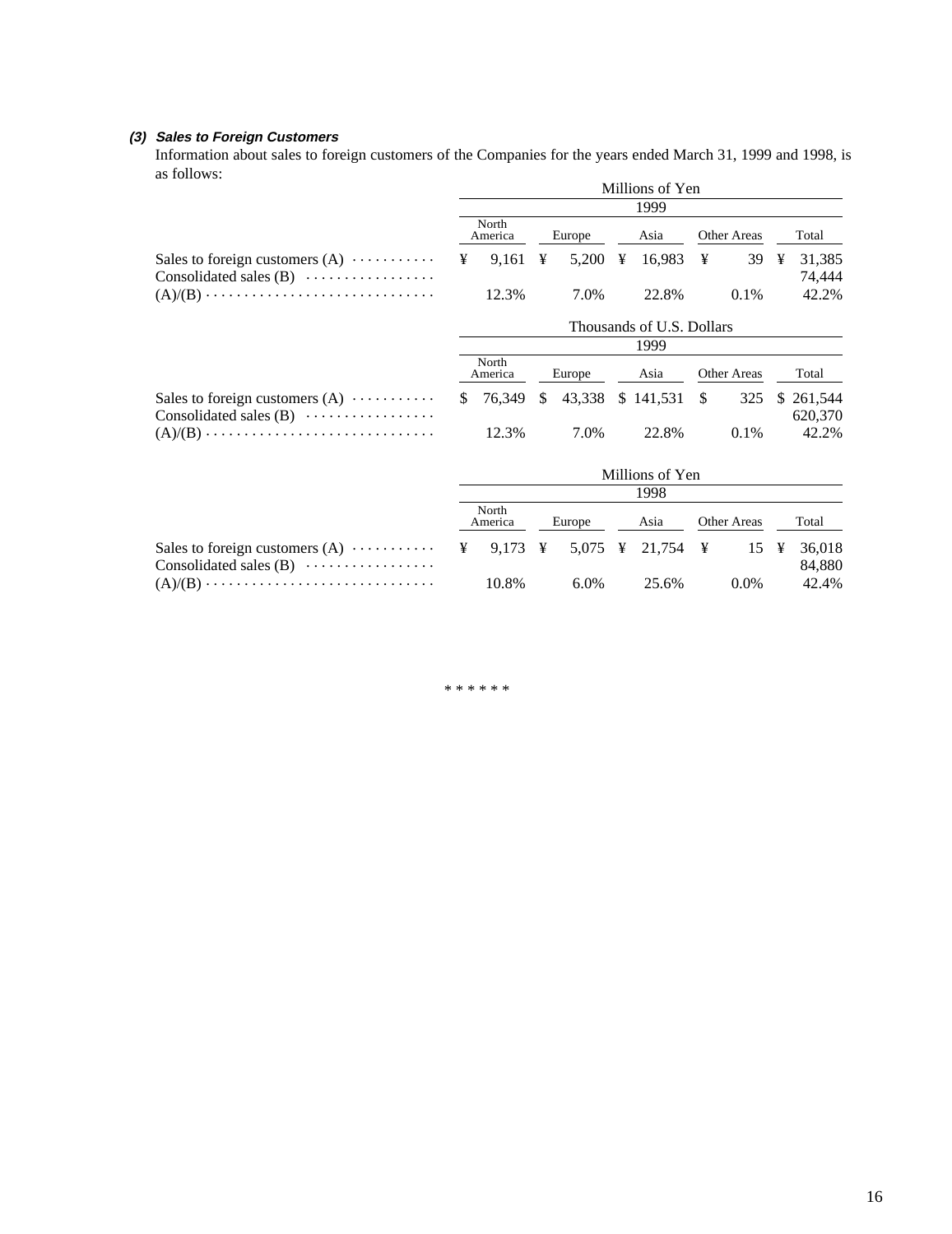### *(3) Sales to Foreign Customers*

Information about sales to foreign customers of the Companies for the years ended March 31, 1999 and 1998, is as follows:

| | Millions of Yen | | | | |
|---|---|---|---|---|---|
| | 1999 | | | | |
| | North America | Europe | Asia | Other Areas | Total |
| Sales to foreign customers (A) | ¥ 9,161 | ¥ 5,200 | ¥ 16,983 | ¥ 39 | ¥ 31,385 |
| Consolidated sales (B) | | | | | 74,444 |
| (A)/(B) | 12.3% | 7.0% | 22.8% | 0.1% | 42.2% |

| | Thousands of U.S. Dollars | | | | |
|---|---|---|---|---|---|
| | 1999 | | | | |
| | North America | Europe | Asia | Other Areas | Total |
| Sales to foreign customers (A) | $ 76,349 | $ 43,338 | $ 141,531 | $ 325 | $ 261,544 |
| Consolidated sales (B) | | | | | 620,370 |
| (A)/(B) | 12.3% | 7.0% | 22.8% | 0.1% | 42.2% |

| | Millions of Yen | | | | |
|---|---|---|---|---|---|
| | 1998 | | | | |
| | North America | Europe | Asia | Other Areas | Total |
| Sales to foreign customers (A) | ¥ 9,173 | ¥ 5,075 | ¥ 21,754 | ¥ 15 | ¥ 36,018 |
| Consolidated sales (B) | | | | | 84,880 |
| (A)/(B) | 10.8% | 6.0% | 25.6% | 0.0% | 42.4% |

* * * * * *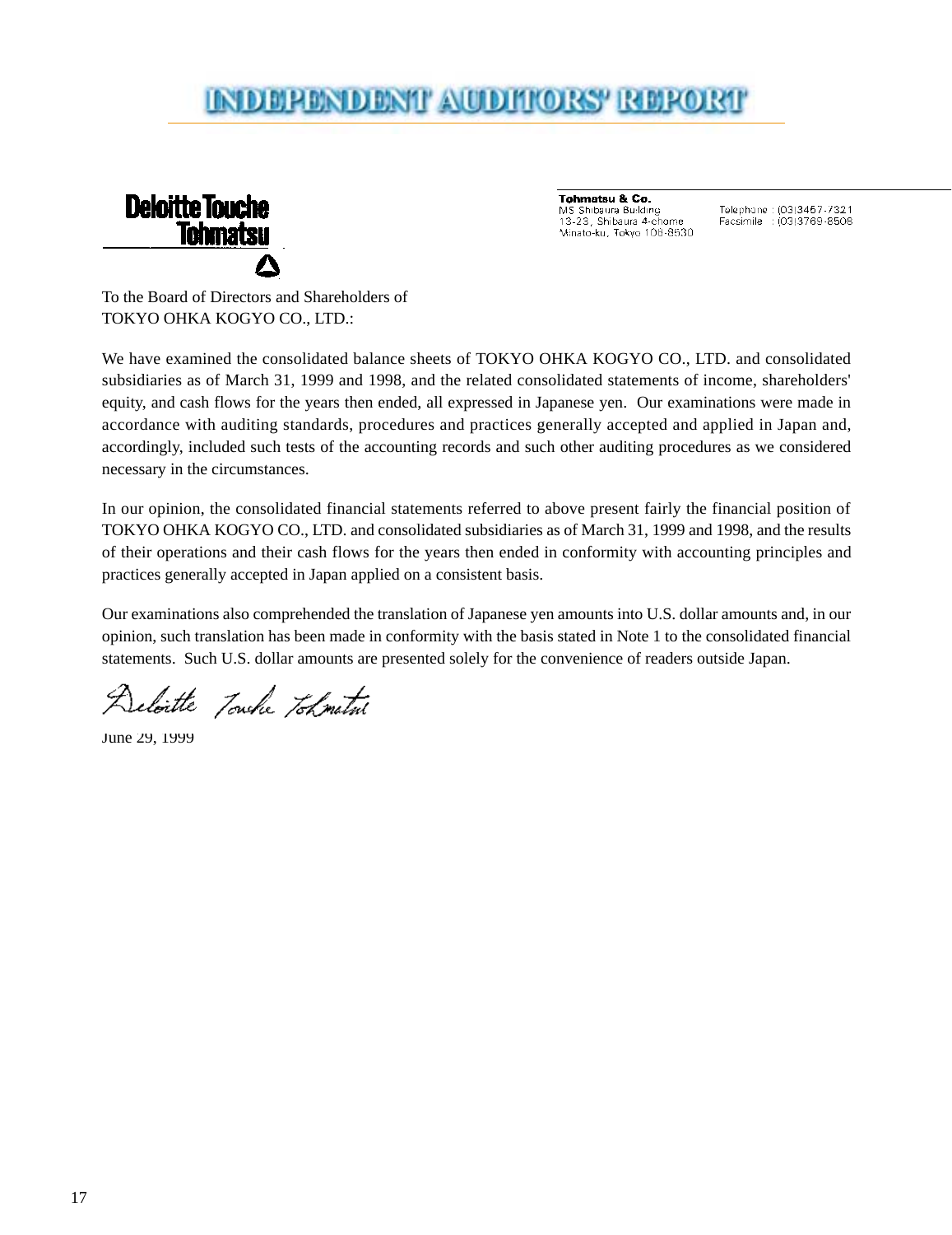# INDEPENDENT AUDITORS' REPORT

**Deloitte Touche Tohmatsu**

**Tohmatsu & Co.**
MS Shibaura Building
13-23, Shibaura 4-chome
Minato-ku, Tokyo 108-8530

Telephone : (03)3457-7321
Facsimile : (03)3769-8508

To the Board of Directors and Shareholders of
TOKYO OHKA KOGYO CO., LTD.:

We have examined the consolidated balance sheets of TOKYO OHKA KOGYO CO., LTD. and consolidated subsidiaries as of March 31, 1999 and 1998, and the related consolidated statements of income, shareholders' equity, and cash flows for the years then ended, all expressed in Japanese yen. Our examinations were made in accordance with auditing standards, procedures and practices generally accepted and applied in Japan and, accordingly, included such tests of the accounting records and such other auditing procedures as we considered necessary in the circumstances.

In our opinion, the consolidated financial statements referred to above present fairly the financial position of TOKYO OHKA KOGYO CO., LTD. and consolidated subsidiaries as of March 31, 1999 and 1998, and the results of their operations and their cash flows for the years then ended in conformity with accounting principles and practices generally accepted in Japan applied on a consistent basis.

Our examinations also comprehended the translation of Japanese yen amounts into U.S. dollar amounts and, in our opinion, such translation has been made in conformity with the basis stated in Note 1 to the consolidated financial statements. Such U.S. dollar amounts are presented solely for the convenience of readers outside Japan.

Deloitte Touche Tohmatsu

June 29, 1999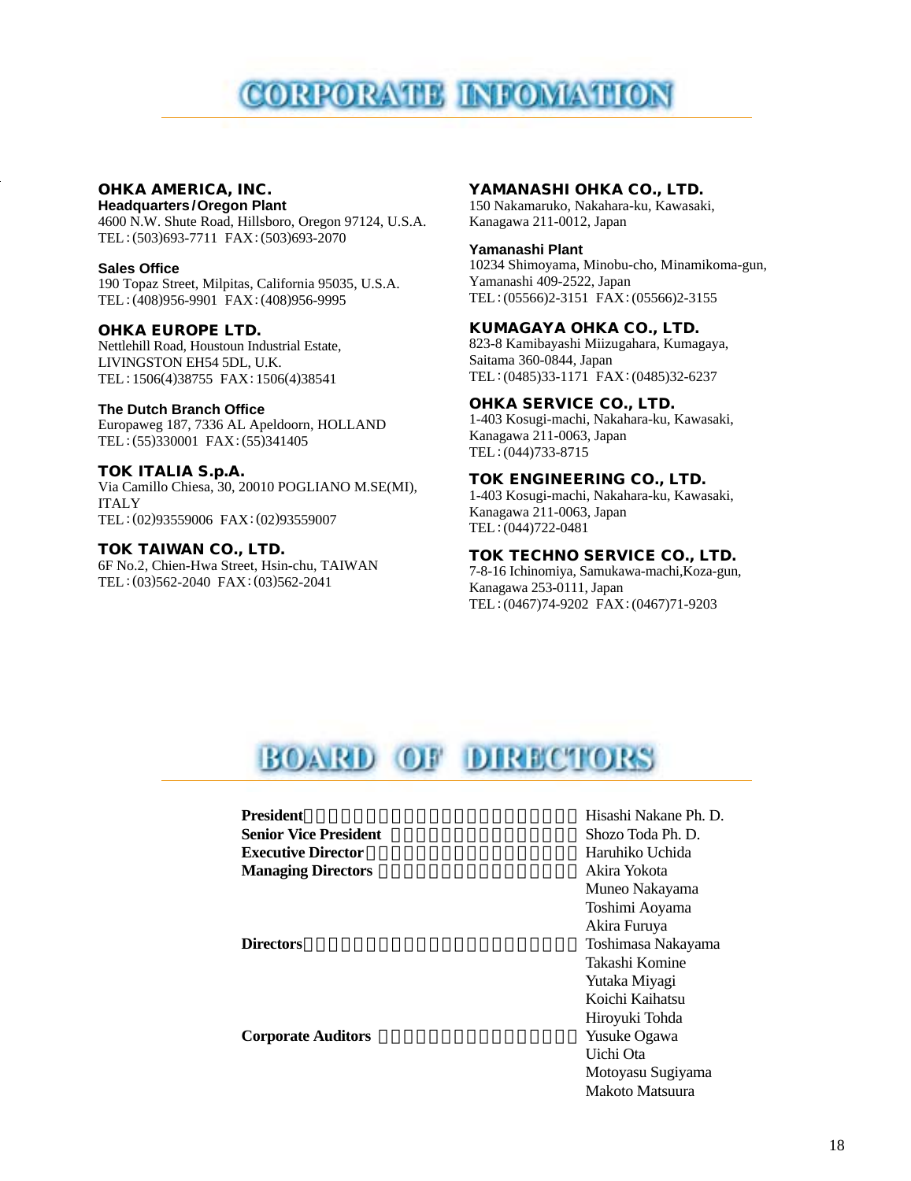# CORPORATE INFOMATION

### OHKA AMERICA, INC.

**Headquarters/Oregon Plant**
4600 N.W. Shute Road, Hillsboro, Oregon 97124, U.S.A.
TEL:(503)693-7711 FAX:(503)693-2070

**Sales Office**
190 Topaz Street, Milpitas, California 95035, U.S.A.
TEL:(408)956-9901 FAX:(408)956-9995

### OHKA EUROPE LTD.

Nettlehill Road, Houstoun Industrial Estate,
LIVINGSTON EH54 5DL, U.K.
TEL:1506(4)38755 FAX:1506(4)38541

**The Dutch Branch Office**
Europaweg 187, 7336 AL Apeldoorn, HOLLAND
TEL:(55)330001 FAX:(55)341405

### TOK ITALIA S.p.A.

Via Camillo Chiesa, 30, 20010 POGLIANO M.SE(MI), ITALY
TEL:(02)93559006 FAX:(02)93559007

### TOK TAIWAN CO., LTD.

6F No.2, Chien-Hwa Street, Hsin-chu, TAIWAN
TEL:(03)562-2040 FAX:(03)562-2041

### YAMANASHI OHKA CO., LTD.

150 Nakamaruko, Nakahara-ku, Kawasaki,
Kanagawa 211-0012, Japan

**Yamanashi Plant**
10234 Shimoyama, Minobu-cho, Minamikoma-gun,
Yamanashi 409-2522, Japan
TEL:(05566)2-3151 FAX:(05566)2-3155

### KUMAGAYA OHKA CO., LTD.

823-8 Kamibayashi Miizugahara, Kumagaya,
Saitama 360-0844, Japan
TEL:(0485)33-1171 FAX:(0485)32-6237

### OHKA SERVICE CO., LTD.

1-403 Kosugi-machi, Nakahara-ku, Kawasaki,
Kanagawa 211-0063, Japan
TEL:(044)733-8715

### TOK ENGINEERING CO., LTD.

1-403 Kosugi-machi, Nakahara-ku, Kawasaki,
Kanagawa 211-0063, Japan
TEL:(044)722-0481

### TOK TECHNO SERVICE CO., LTD.

7-8-16 Ichinomiya, Samukawa-machi,Koza-gun,
Kanagawa 253-0111, Japan
TEL:(0467)74-9202 FAX:(0467)71-9203

# BOARD OF DIRECTORS

| | |
|---|---|
| **President** | Hisashi Nakane Ph. D. |
| **Senior Vice President** | Shozo Toda Ph. D. |
| **Executive Director** | Haruhiko Uchida |
| **Managing Directors** | Akira Yokota |
| | Muneo Nakayama |
| | Toshimi Aoyama |
| | Akira Furuya |
| **Directors** | Toshimasa Nakayama |
| | Takashi Komine |
| | Yutaka Miyagi |
| | Koichi Kaihatsu |
| | Hiroyuki Tohda |
| **Corporate Auditors** | Yusuke Ogawa |
| | Uichi Ota |
| | Motoyasu Sugiyama |
| | Makoto Matsuura |